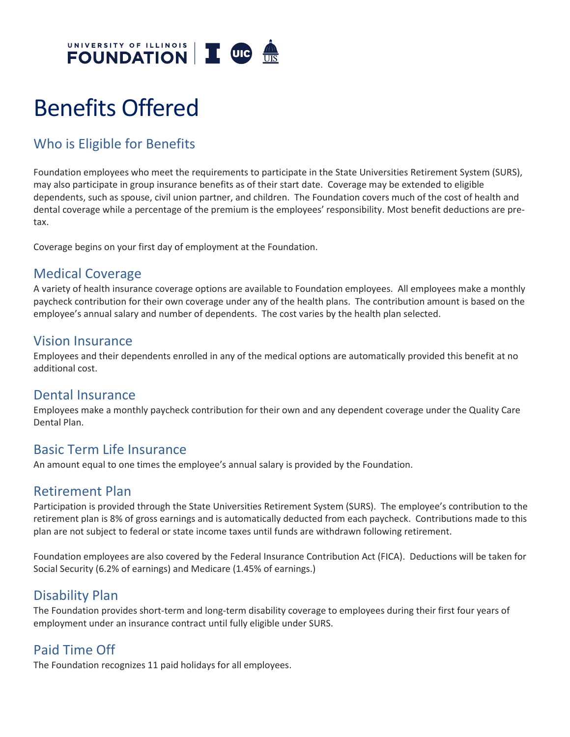# Benefits Offered

## Who is Eligible for Benefits

Foundation employees who meet the requirements to participate in the State Universities Retirement System (SURS), may also participate in group insurance benefits as of their start date. Coverage may be extended to eligible dependents, such as spouse, civil union partner, and children. The Foundation covers much of the cost of health and dental coverage while a percentage of the premium is the employees' responsibility. Most benefit deductions are pre-tax.

Coverage begins on your first day of employment at the Foundation.

## Medical Coverage

A variety of health insurance coverage options are available to Foundation employees. All employees make a monthly paycheck contribution for their own coverage under any of the health plans. The contribution amount is based on the employee's annual salary and number of dependents. The cost varies by the health plan selected.

## Vision Insurance

Employees and their dependents enrolled in any of the medical options are automatically provided this benefit at no additional cost.

## Dental Insurance

Employees make a monthly paycheck contribution for their own and any dependent coverage under the Quality Care Dental Plan.

## Basic Term Life Insurance

An amount equal to one times the employee's annual salary is provided by the Foundation.

## Retirement Plan

Participation is provided through the State Universities Retirement System (SURS). The employee's contribution to the retirement plan is 8% of gross earnings and is automatically deducted from each paycheck. Contributions made to this plan are not subject to federal or state income taxes until funds are withdrawn following retirement.

Foundation employees are also covered by the Federal Insurance Contribution Act (FICA). Deductions will be taken for Social Security (6.2% of earnings) and Medicare (1.45% of earnings.)

## Disability Plan

The Foundation provides short-term and long-term disability coverage to employees during their first four years of employment under an insurance contract until fully eligible under SURS.

## Paid Time Off

The Foundation recognizes 11 paid holidays for all employees.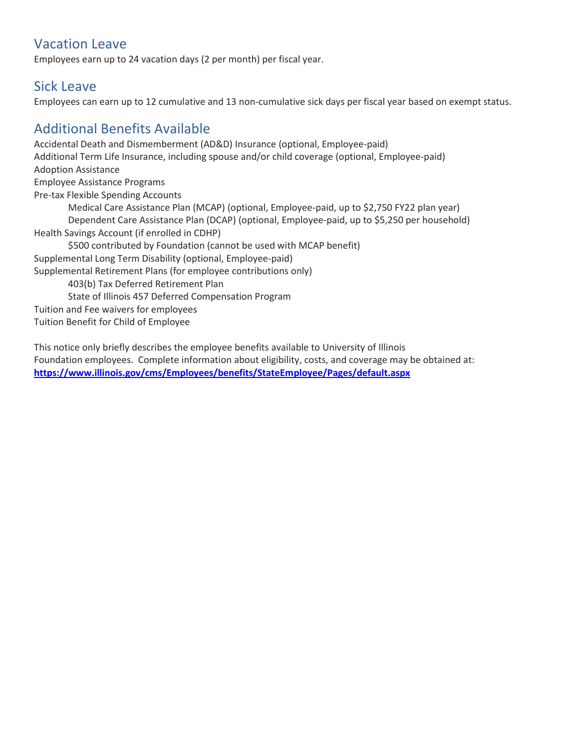## Vacation Leave

Employees earn up to 24 vacation days (2 per month) per fiscal year.

## Sick Leave

Employees can earn up to 12 cumulative and 13 non-cumulative sick days per fiscal year based on exempt status.

## Additional Benefits Available

- Accidental Death and Dismemberment (AD&D) Insurance (optional, Employee-paid)
- Additional Term Life Insurance, including spouse and/or child coverage (optional, Employee-paid)
- Adoption Assistance
- Employee Assistance Programs
- Pre-tax Flexible Spending Accounts
  - Medical Care Assistance Plan (MCAP) (optional, Employee-paid, up to $2,750 FY22 plan year)
  - Dependent Care Assistance Plan (DCAP) (optional, Employee-paid, up to $5,250 per household)
- Health Savings Account (if enrolled in CDHP)
  - $500 contributed by Foundation (cannot be used with MCAP benefit)
- Supplemental Long Term Disability (optional, Employee-paid)
- Supplemental Retirement Plans (for employee contributions only)
  - 403(b) Tax Deferred Retirement Plan
  - State of Illinois 457 Deferred Compensation Program
- Tuition and Fee waivers for employees
- Tuition Benefit for Child of Employee

This notice only briefly describes the employee benefits available to University of Illinois Foundation employees. Complete information about eligibility, costs, and coverage may be obtained at: **https://www.illinois.gov/cms/Employees/benefits/StateEmployee/Pages/default.aspx**